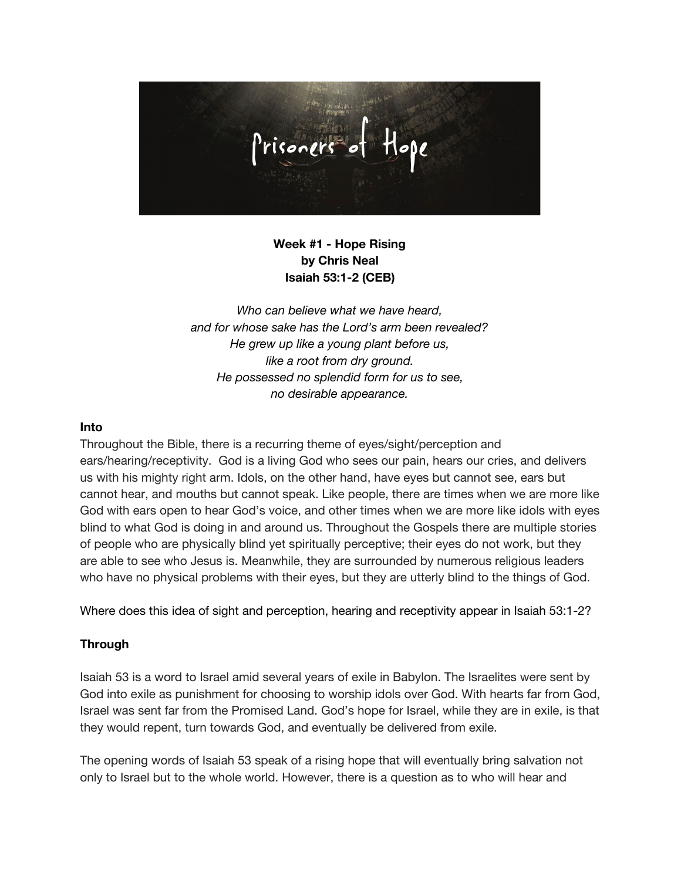# Prisoners of Hope

**Week #1 - Hope Rising**
**by Chris Neal**
**Isaiah 53:1-2 (CEB)**

*Who can believe what we have heard,*
*and for whose sake has the Lord's arm been revealed?*
*He grew up like a young plant before us,*
*like a root from dry ground.*
*He possessed no splendid form for us to see,*
*no desirable appearance.*

**Into**

Throughout the Bible, there is a recurring theme of eyes/sight/perception and ears/hearing/receptivity. God is a living God who sees our pain, hears our cries, and delivers us with his mighty right arm. Idols, on the other hand, have eyes but cannot see, ears but cannot hear, and mouths but cannot speak. Like people, there are times when we are more like God with ears open to hear God's voice, and other times when we are more like idols with eyes blind to what God is doing in and around us. Throughout the Gospels there are multiple stories of people who are physically blind yet spiritually perceptive; their eyes do not work, but they are able to see who Jesus is. Meanwhile, they are surrounded by numerous religious leaders who have no physical problems with their eyes, but they are utterly blind to the things of God.

Where does this idea of sight and perception, hearing and receptivity appear in Isaiah 53:1-2?

**Through**

Isaiah 53 is a word to Israel amid several years of exile in Babylon. The Israelites were sent by God into exile as punishment for choosing to worship idols over God. With hearts far from God, Israel was sent far from the Promised Land. God's hope for Israel, while they are in exile, is that they would repent, turn towards God, and eventually be delivered from exile.

The opening words of Isaiah 53 speak of a rising hope that will eventually bring salvation not only to Israel but to the whole world. However, there is a question as to who will hear and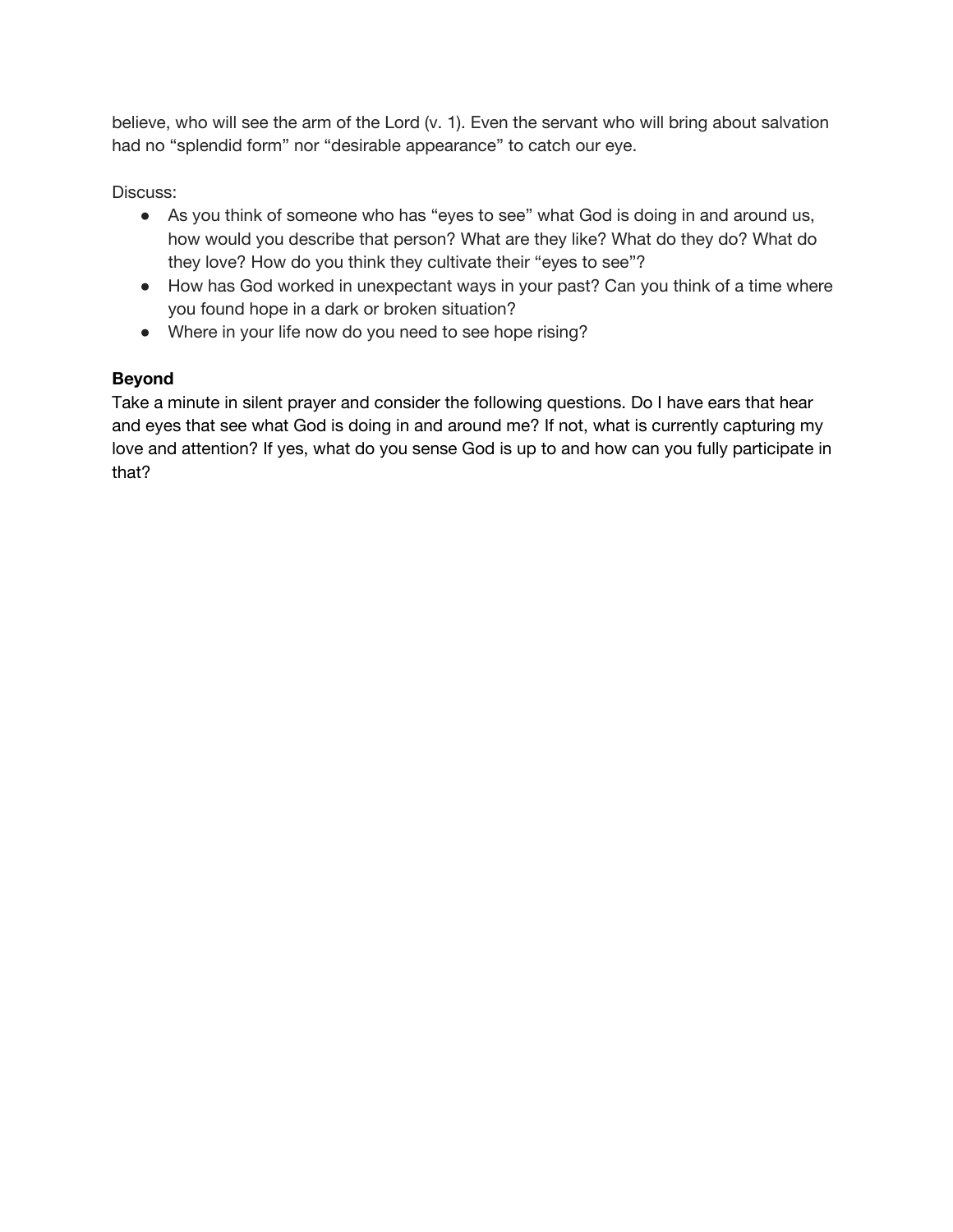believe, who will see the arm of the Lord (v. 1). Even the servant who will bring about salvation had no “splendid form” nor “desirable appearance” to catch our eye.

Discuss:

- As you think of someone who has “eyes to see” what God is doing in and around us, how would you describe that person? What are they like? What do they do? What do they love? How do you think they cultivate their “eyes to see”?
- How has God worked in unexpectant ways in your past? Can you think of a time where you found hope in a dark or broken situation?
- Where in your life now do you need to see hope rising?

**Beyond**

Take a minute in silent prayer and consider the following questions. Do I have ears that hear and eyes that see what God is doing in and around me? If not, what is currently capturing my love and attention? If yes, what do you sense God is up to and how can you fully participate in that?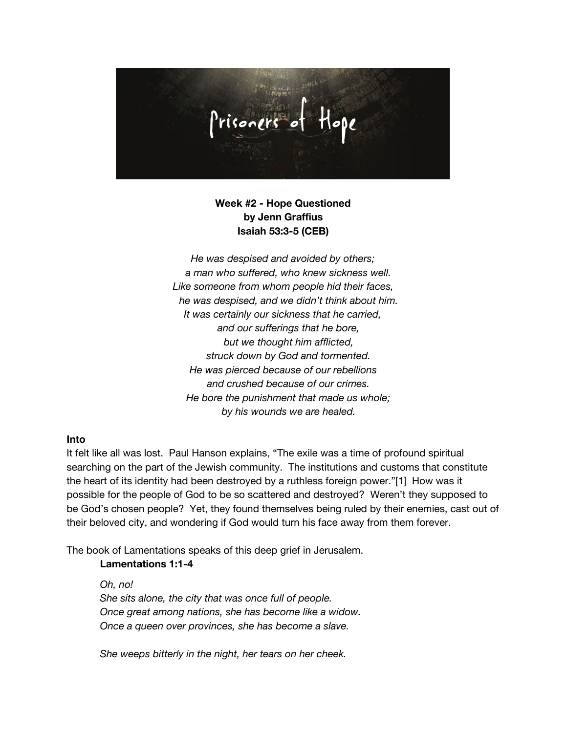**Week #2 - Hope Questioned**
**by Jenn Graffius**
**Isaiah 53:3-5 (CEB)**

*He was despised and avoided by others;*
*a man who suffered, who knew sickness well.*
*Like someone from whom people hid their faces,*
*he was despised, and we didn't think about him.*
*It was certainly our sickness that he carried,*
*and our sufferings that he bore,*
*but we thought him afflicted,*
*struck down by God and tormented.*
*He was pierced because of our rebellions*
*and crushed because of our crimes.*
*He bore the punishment that made us whole;*
*by his wounds we are healed.*

**Into**

It felt like all was lost. Paul Hanson explains, "The exile was a time of profound spiritual searching on the part of the Jewish community. The institutions and customs that constitute the heart of its identity had been destroyed by a ruthless foreign power."[1] How was it possible for the people of God to be so scattered and destroyed? Weren't they supposed to be God's chosen people? Yet, they found themselves being ruled by their enemies, cast out of their beloved city, and wondering if God would turn his face away from them forever.

The book of Lamentations speaks of this deep grief in Jerusalem.

**Lamentations 1:1-4**

*Oh, no!*
*She sits alone, the city that was once full of people.*
*Once great among nations, she has become like a widow.*
*Once a queen over provinces, she has become a slave.*

*She weeps bitterly in the night, her tears on her cheek.*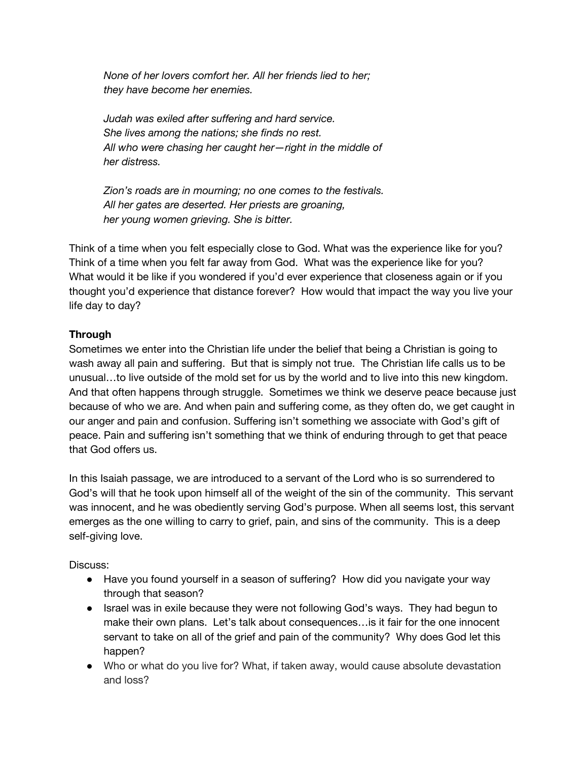*None of her lovers comfort her. All her friends lied to her;*
*they have become her enemies.*

*Judah was exiled after suffering and hard service.*
*She lives among the nations; she finds no rest.*
*All who were chasing her caught her—right in the middle of*
*her distress.*

*Zion's roads are in mourning; no one comes to the festivals.*
*All her gates are deserted. Her priests are groaning,*
*her young women grieving. She is bitter.*

Think of a time when you felt especially close to God. What was the experience like for you? Think of a time when you felt far away from God. What was the experience like for you? What would it be like if you wondered if you'd ever experience that closeness again or if you thought you'd experience that distance forever? How would that impact the way you live your life day to day?

**Through**

Sometimes we enter into the Christian life under the belief that being a Christian is going to wash away all pain and suffering. But that is simply not true. The Christian life calls us to be unusual…to live outside of the mold set for us by the world and to live into this new kingdom. And that often happens through struggle. Sometimes we think we deserve peace because just because of who we are. And when pain and suffering come, as they often do, we get caught in our anger and pain and confusion. Suffering isn't something we associate with God's gift of peace. Pain and suffering isn't something that we think of enduring through to get that peace that God offers us.

In this Isaiah passage, we are introduced to a servant of the Lord who is so surrendered to God's will that he took upon himself all of the weight of the sin of the community. This servant was innocent, and he was obediently serving God's purpose. When all seems lost, this servant emerges as the one willing to carry to grief, pain, and sins of the community. This is a deep self-giving love.

Discuss:

- Have you found yourself in a season of suffering? How did you navigate your way through that season?
- Israel was in exile because they were not following God's ways. They had begun to make their own plans. Let's talk about consequences…is it fair for the one innocent servant to take on all of the grief and pain of the community? Why does God let this happen?
- Who or what do you live for? What, if taken away, would cause absolute devastation and loss?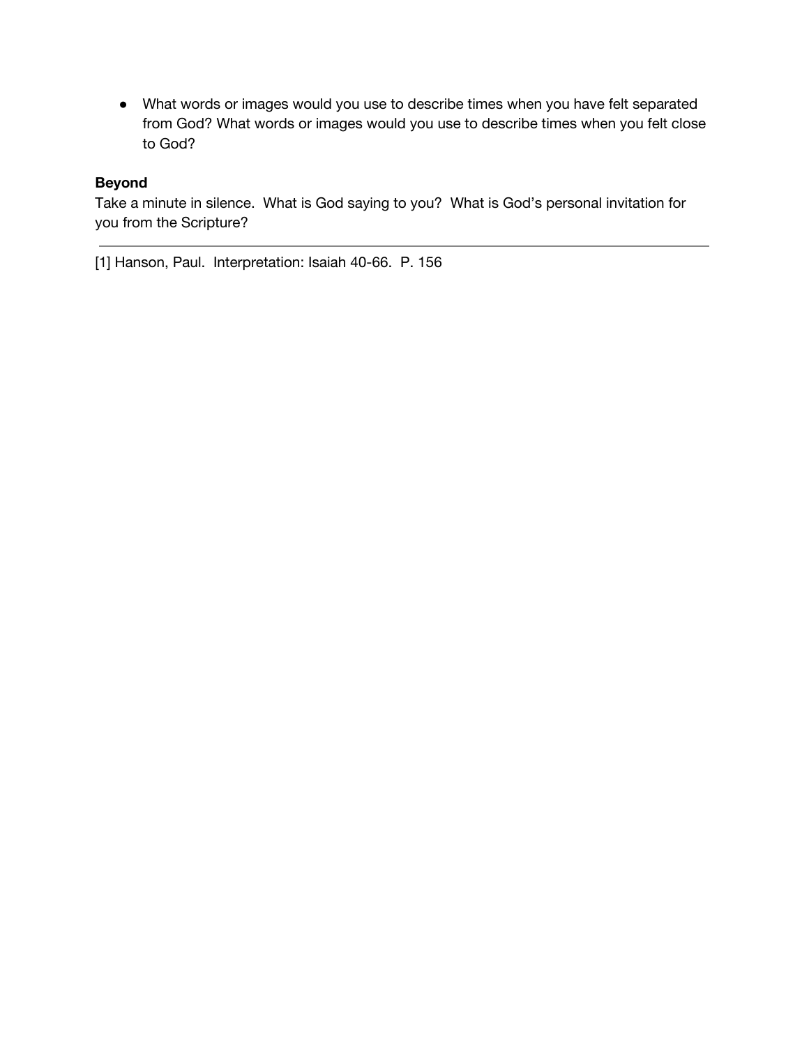- What words or images would you use to describe times when you have felt separated from God? What words or images would you use to describe times when you felt close to God?

**Beyond**

Take a minute in silence.  What is God saying to you?  What is God's personal invitation for you from the Scripture?

---

[1] Hanson, Paul.  Interpretation: Isaiah 40-66.  P. 156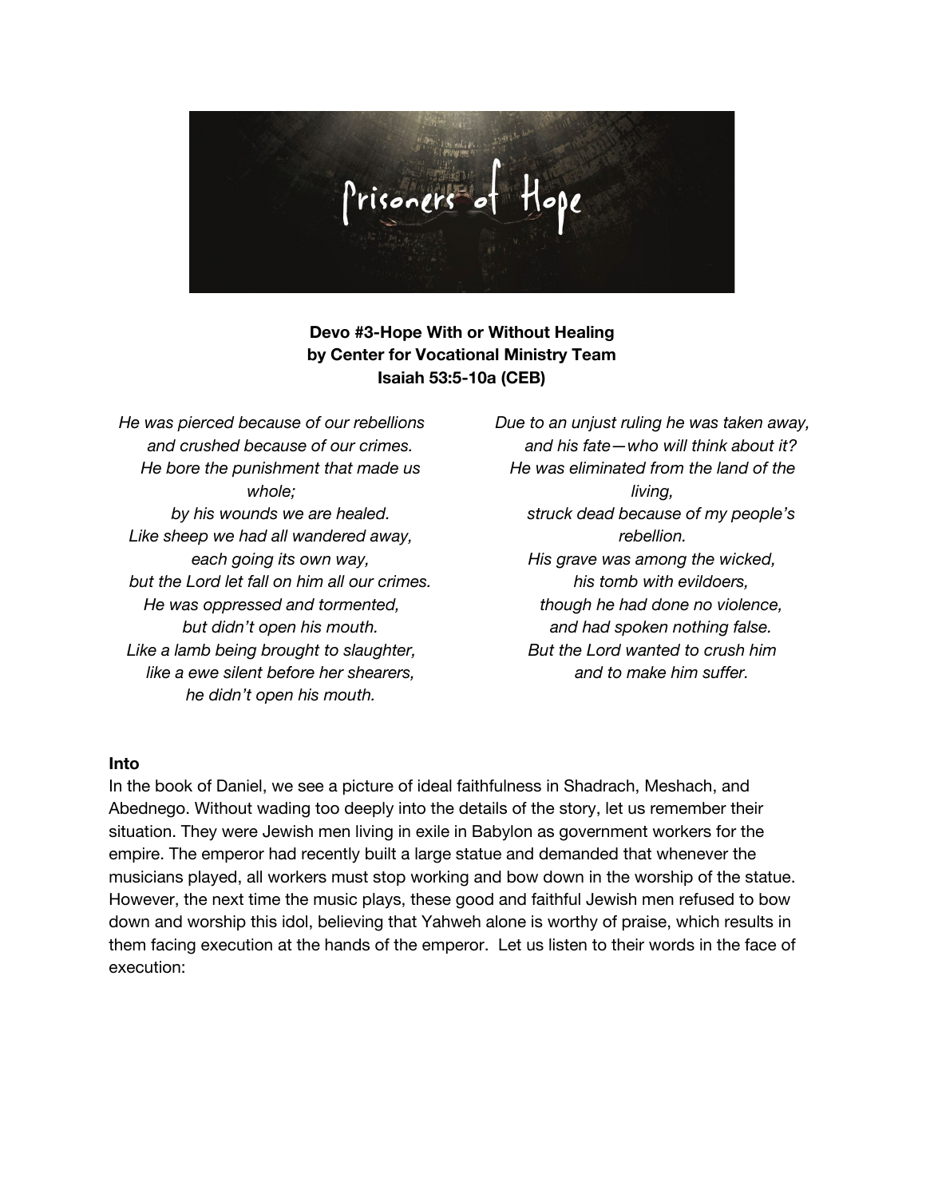**Devo #3-Hope With or Without Healing**
**by Center for Vocational Ministry Team**
**Isaiah 53:5-10a (CEB)**

*He was pierced because of our rebellions*
*and crushed because of our crimes.*
*He bore the punishment that made us whole;*
*by his wounds we are healed.*
*Like sheep we had all wandered away,*
*each going its own way,*
*but the Lord let fall on him all our crimes.*
*He was oppressed and tormented,*
*but didn't open his mouth.*
*Like a lamb being brought to slaughter,*
*like a ewe silent before her shearers,*
*he didn't open his mouth.*
*Due to an unjust ruling he was taken away,*
*and his fate—who will think about it?*
*He was eliminated from the land of the living,*
*struck dead because of my people's rebellion.*
*His grave was among the wicked,*
*his tomb with evildoers,*
*though he had done no violence,*
*and had spoken nothing false.*
*But the Lord wanted to crush him*
*and to make him suffer.*

**Into**

In the book of Daniel, we see a picture of ideal faithfulness in Shadrach, Meshach, and Abednego. Without wading too deeply into the details of the story, let us remember their situation. They were Jewish men living in exile in Babylon as government workers for the empire. The emperor had recently built a large statue and demanded that whenever the musicians played, all workers must stop working and bow down in the worship of the statue. However, the next time the music plays, these good and faithful Jewish men refused to bow down and worship this idol, believing that Yahweh alone is worthy of praise, which results in them facing execution at the hands of the emperor. Let us listen to their words in the face of execution: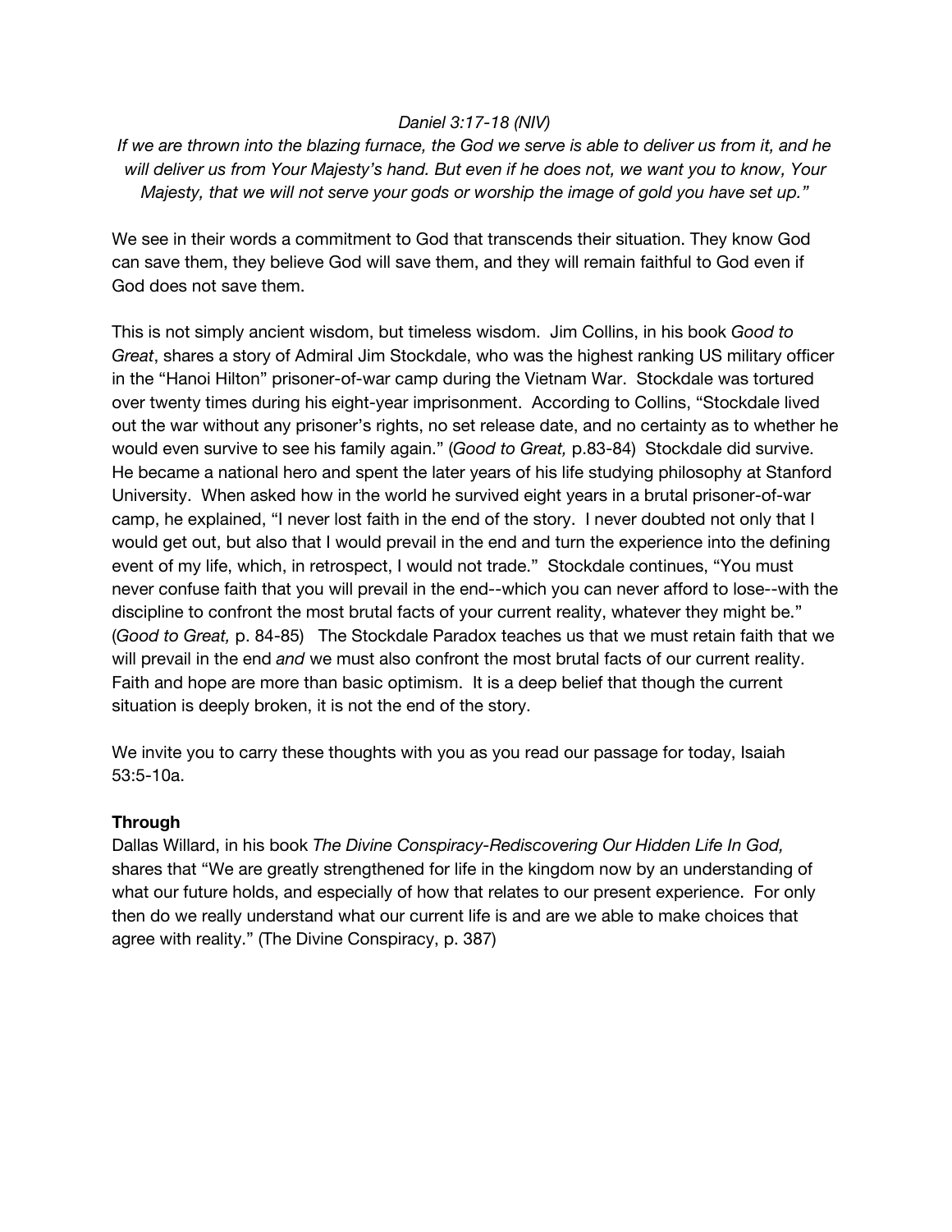*Daniel 3:17-18 (NIV)*

*If we are thrown into the blazing furnace, the God we serve is able to deliver us from it, and he will deliver us from Your Majesty's hand. But even if he does not, we want you to know, Your Majesty, that we will not serve your gods or worship the image of gold you have set up."*

We see in their words a commitment to God that transcends their situation. They know God can save them, they believe God will save them, and they will remain faithful to God even if God does not save them.

This is not simply ancient wisdom, but timeless wisdom. Jim Collins, in his book *Good to Great*, shares a story of Admiral Jim Stockdale, who was the highest ranking US military officer in the "Hanoi Hilton" prisoner-of-war camp during the Vietnam War. Stockdale was tortured over twenty times during his eight-year imprisonment. According to Collins, "Stockdale lived out the war without any prisoner's rights, no set release date, and no certainty as to whether he would even survive to see his family again." (*Good to Great,* p.83-84) Stockdale did survive. He became a national hero and spent the later years of his life studying philosophy at Stanford University. When asked how in the world he survived eight years in a brutal prisoner-of-war camp, he explained, "I never lost faith in the end of the story. I never doubted not only that I would get out, but also that I would prevail in the end and turn the experience into the defining event of my life, which, in retrospect, I would not trade." Stockdale continues, "You must never confuse faith that you will prevail in the end--which you can never afford to lose--with the discipline to confront the most brutal facts of your current reality, whatever they might be." (*Good to Great,* p. 84-85) The Stockdale Paradox teaches us that we must retain faith that we will prevail in the end *and* we must also confront the most brutal facts of our current reality. Faith and hope are more than basic optimism. It is a deep belief that though the current situation is deeply broken, it is not the end of the story.

We invite you to carry these thoughts with you as you read our passage for today, Isaiah 53:5-10a.

**Through**

Dallas Willard, in his book *The Divine Conspiracy-Rediscovering Our Hidden Life In God,* shares that "We are greatly strengthened for life in the kingdom now by an understanding of what our future holds, and especially of how that relates to our present experience. For only then do we really understand what our current life is and are we able to make choices that agree with reality." (The Divine Conspiracy, p. 387)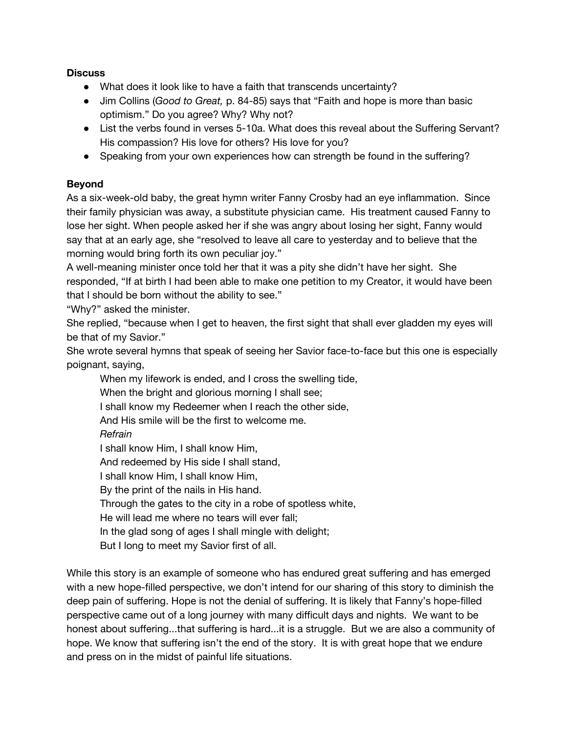**Discuss**

- What does it look like to have a faith that transcends uncertainty?
- Jim Collins (*Good to Great,* p. 84-85) says that "Faith and hope is more than basic optimism." Do you agree? Why? Why not?
- List the verbs found in verses 5-10a. What does this reveal about the Suffering Servant? His compassion? His love for others? His love for you?
- Speaking from your own experiences how can strength be found in the suffering?

**Beyond**

As a six-week-old baby, the great hymn writer Fanny Crosby had an eye inflammation. Since their family physician was away, a substitute physician came. His treatment caused Fanny to lose her sight. When people asked her if she was angry about losing her sight, Fanny would say that at an early age, she "resolved to leave all care to yesterday and to believe that the morning would bring forth its own peculiar joy."

A well-meaning minister once told her that it was a pity she didn't have her sight. She responded, "If at birth I had been able to make one petition to my Creator, it would have been that I should be born without the ability to see."

"Why?" asked the minister.

She replied, "because when I get to heaven, the first sight that shall ever gladden my eyes will be that of my Savior."

She wrote several hymns that speak of seeing her Savior face-to-face but this one is especially poignant, saying,

> When my lifework is ended, and I cross the swelling tide,
> When the bright and glorious morning I shall see;
> I shall know my Redeemer when I reach the other side,
> And His smile will be the first to welcome me.
> *Refrain*
> I shall know Him, I shall know Him,
> And redeemed by His side I shall stand,
> I shall know Him, I shall know Him,
> By the print of the nails in His hand.
> Through the gates to the city in a robe of spotless white,
> He will lead me where no tears will ever fall;
> In the glad song of ages I shall mingle with delight;
> But I long to meet my Savior first of all.

While this story is an example of someone who has endured great suffering and has emerged with a new hope-filled perspective, we don't intend for our sharing of this story to diminish the deep pain of suffering. Hope is not the denial of suffering. It is likely that Fanny's hope-filled perspective came out of a long journey with many difficult days and nights. We want to be honest about suffering...that suffering is hard...it is a struggle. But we are also a community of hope. We know that suffering isn't the end of the story. It is with great hope that we endure and press on in the midst of painful life situations.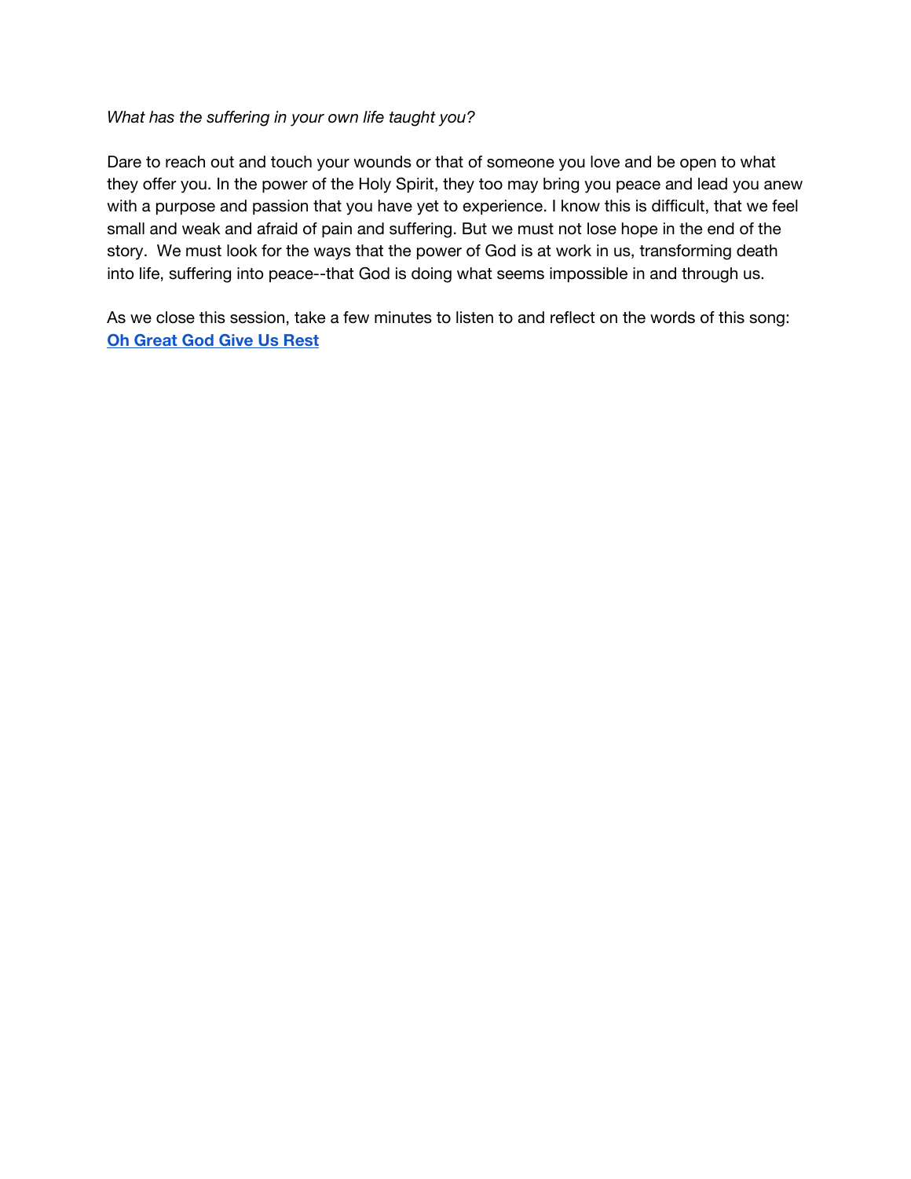*What has the suffering in your own life taught you?*

Dare to reach out and touch your wounds or that of someone you love and be open to what they offer you. In the power of the Holy Spirit, they too may bring you peace and lead you anew with a purpose and passion that you have yet to experience. I know this is difficult, that we feel small and weak and afraid of pain and suffering. But we must not lose hope in the end of the story. We must look for the ways that the power of God is at work in us, transforming death into life, suffering into peace--that God is doing what seems impossible in and through us.

As we close this session, take a few minutes to listen to and reflect on the words of this song: **Oh Great God Give Us Rest**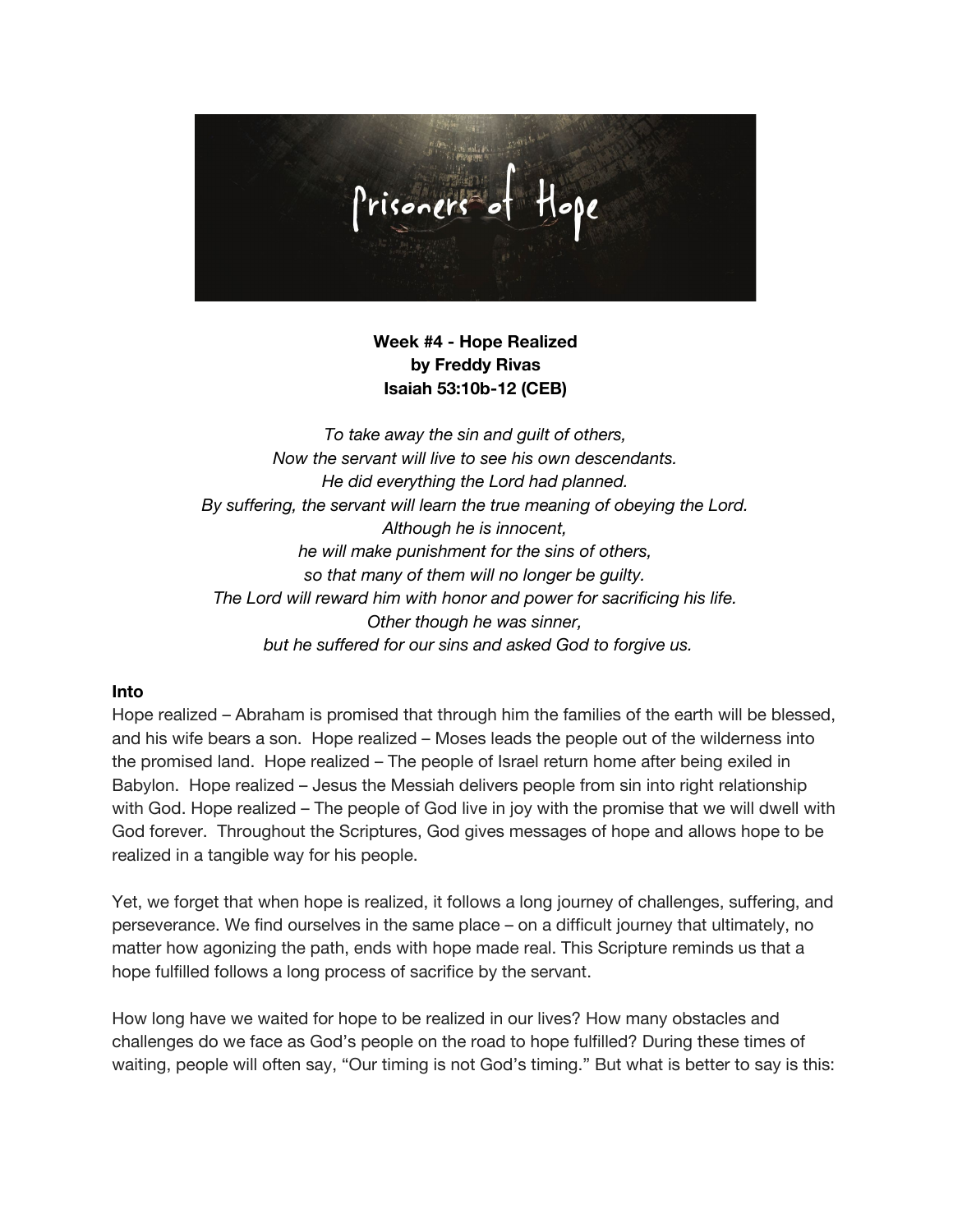**Week #4 - Hope Realized**
**by Freddy Rivas**
**Isaiah 53:10b-12 (CEB)**

*To take away the sin and guilt of others,*
*Now the servant will live to see his own descendants.*
*He did everything the Lord had planned.*
*By suffering, the servant will learn the true meaning of obeying the Lord.*
*Although he is innocent,*
*he will make punishment for the sins of others,*
*so that many of them will no longer be guilty.*
*The Lord will reward him with honor and power for sacrificing his life.*
*Other though he was sinner,*
*but he suffered for our sins and asked God to forgive us.*

**Into**

Hope realized – Abraham is promised that through him the families of the earth will be blessed, and his wife bears a son. Hope realized – Moses leads the people out of the wilderness into the promised land. Hope realized – The people of Israel return home after being exiled in Babylon. Hope realized – Jesus the Messiah delivers people from sin into right relationship with God. Hope realized – The people of God live in joy with the promise that we will dwell with God forever. Throughout the Scriptures, God gives messages of hope and allows hope to be realized in a tangible way for his people.

Yet, we forget that when hope is realized, it follows a long journey of challenges, suffering, and perseverance. We find ourselves in the same place – on a difficult journey that ultimately, no matter how agonizing the path, ends with hope made real. This Scripture reminds us that a hope fulfilled follows a long process of sacrifice by the servant.

How long have we waited for hope to be realized in our lives? How many obstacles and challenges do we face as God's people on the road to hope fulfilled? During these times of waiting, people will often say, "Our timing is not God's timing." But what is better to say is this: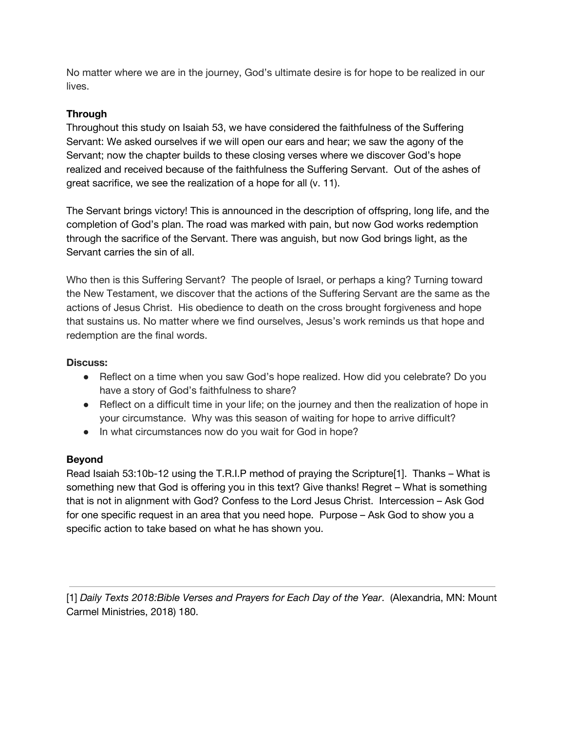No matter where we are in the journey, God's ultimate desire is for hope to be realized in our lives.

**Through**

Throughout this study on Isaiah 53, we have considered the faithfulness of the Suffering Servant: We asked ourselves if we will open our ears and hear; we saw the agony of the Servant; now the chapter builds to these closing verses where we discover God's hope realized and received because of the faithfulness the Suffering Servant. Out of the ashes of great sacrifice, we see the realization of a hope for all (v. 11).

The Servant brings victory! This is announced in the description of offspring, long life, and the completion of God's plan. The road was marked with pain, but now God works redemption through the sacrifice of the Servant. There was anguish, but now God brings light, as the Servant carries the sin of all.

Who then is this Suffering Servant? The people of Israel, or perhaps a king? Turning toward the New Testament, we discover that the actions of the Suffering Servant are the same as the actions of Jesus Christ. His obedience to death on the cross brought forgiveness and hope that sustains us. No matter where we find ourselves, Jesus's work reminds us that hope and redemption are the final words.

**Discuss:**

- Reflect on a time when you saw God's hope realized. How did you celebrate? Do you have a story of God's faithfulness to share?
- Reflect on a difficult time in your life; on the journey and then the realization of hope in your circumstance. Why was this season of waiting for hope to arrive difficult?
- In what circumstances now do you wait for God in hope?

**Beyond**

Read Isaiah 53:10b-12 using the T.R.I.P method of praying the Scripture[1]. Thanks – What is something new that God is offering you in this text? Give thanks! Regret – What is something that is not in alignment with God? Confess to the Lord Jesus Christ. Intercession – Ask God for one specific request in an area that you need hope. Purpose – Ask God to show you a specific action to take based on what he has shown you.

---

[1] *Daily Texts 2018:Bible Verses and Prayers for Each Day of the Year*. (Alexandria, MN: Mount Carmel Ministries, 2018) 180.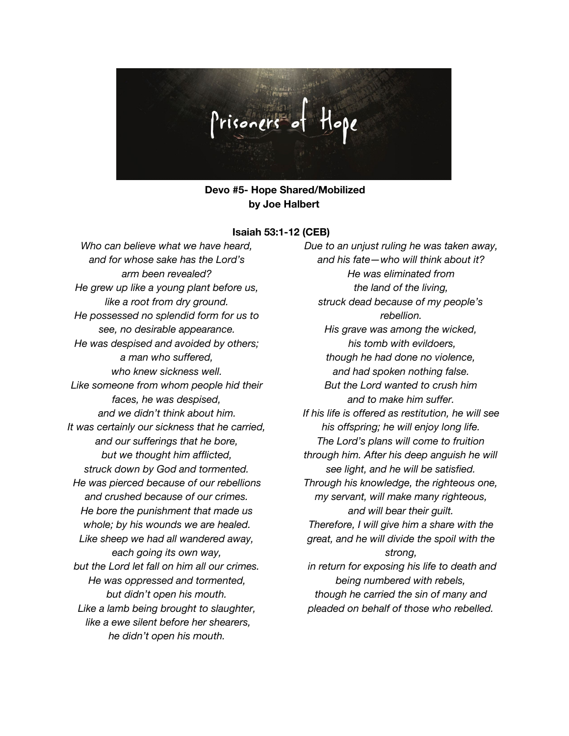**Devo #5- Hope Shared/Mobilized**
**by Joe Halbert**

**Isaiah 53:1-12 (CEB)**

*Who can believe what we have heard,*
*and for whose sake has the Lord's*
*arm been revealed?*
*He grew up like a young plant before us,*
*like a root from dry ground.*
*He possessed no splendid form for us to*
*see, no desirable appearance.*
*He was despised and avoided by others;*
*a man who suffered,*
*who knew sickness well.*
*Like someone from whom people hid their*
*faces, he was despised,*
*and we didn't think about him.*
*It was certainly our sickness that he carried,*
*and our sufferings that he bore,*
*but we thought him afflicted,*
*struck down by God and tormented.*
*He was pierced because of our rebellions*
*and crushed because of our crimes.*
*He bore the punishment that made us*
*whole; by his wounds we are healed.*
*Like sheep we had all wandered away,*
*each going its own way,*
*but the Lord let fall on him all our crimes.*
*He was oppressed and tormented,*
*but didn't open his mouth.*
*Like a lamb being brought to slaughter,*
*like a ewe silent before her shearers,*
*he didn't open his mouth.*
*Due to an unjust ruling he was taken away,*
*and his fate—who will think about it?*
*He was eliminated from*
*the land of the living,*
*struck dead because of my people's*
*rebellion.*
*His grave was among the wicked,*
*his tomb with evildoers,*
*though he had done no violence,*
*and had spoken nothing false.*
*But the Lord wanted to crush him*
*and to make him suffer.*
*If his life is offered as restitution, he will see*
*his offspring; he will enjoy long life.*
*The Lord's plans will come to fruition*
*through him. After his deep anguish he will*
*see light, and he will be satisfied.*
*Through his knowledge, the righteous one,*
*my servant, will make many righteous,*
*and will bear their guilt.*
*Therefore, I will give him a share with the*
*great, and he will divide the spoil with the*
*strong,*
*in return for exposing his life to death and*
*being numbered with rebels,*
*though he carried the sin of many and*
*pleaded on behalf of those who rebelled.*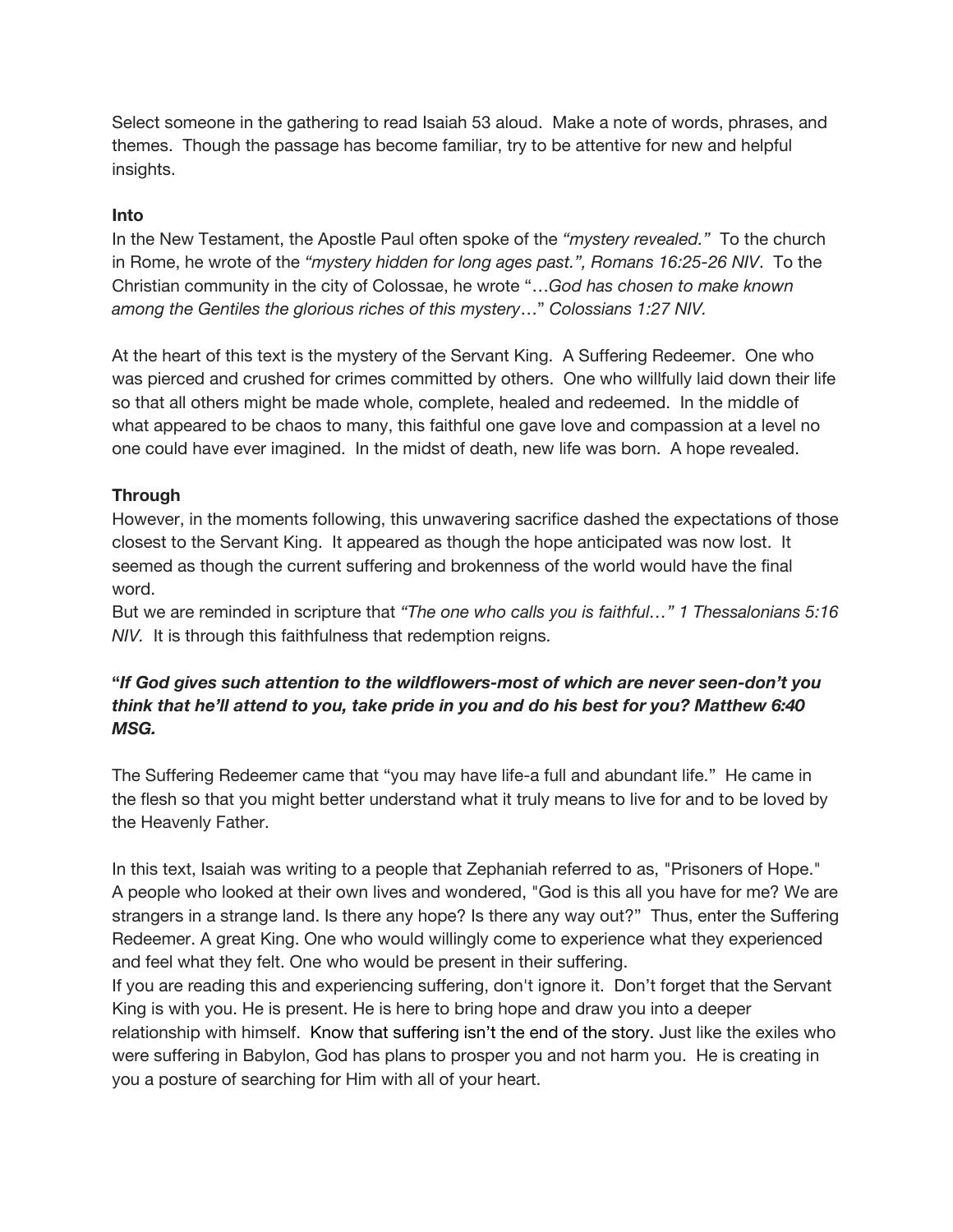Select someone in the gathering to read Isaiah 53 aloud. Make a note of words, phrases, and themes. Though the passage has become familiar, try to be attentive for new and helpful insights.

**Into**

In the New Testament, the Apostle Paul often spoke of the *"mystery revealed."* To the church in Rome, he wrote of the *"mystery hidden for long ages past.", Romans 16:25-26 NIV*. To the Christian community in the city of Colossae, he wrote "…*God has chosen to make known among the Gentiles the glorious riches of this mystery*…" *Colossians 1:27 NIV.*

At the heart of this text is the mystery of the Servant King. A Suffering Redeemer. One who was pierced and crushed for crimes committed by others. One who willfully laid down their life so that all others might be made whole, complete, healed and redeemed. In the middle of what appeared to be chaos to many, this faithful one gave love and compassion at a level no one could have ever imagined. In the midst of death, new life was born. A hope revealed.

**Through**

However, in the moments following, this unwavering sacrifice dashed the expectations of those closest to the Servant King. It appeared as though the hope anticipated was now lost. It seemed as though the current suffering and brokenness of the world would have the final word.
But we are reminded in scripture that *"The one who calls you is faithful…" 1 Thessalonians 5:16 NIV.* It is through this faithfulness that redemption reigns.

***"If God gives such attention to the wildflowers-most of which are never seen-don't you think that he'll attend to you, take pride in you and do his best for you? Matthew 6:40 MSG.***

The Suffering Redeemer came that "you may have life-a full and abundant life." He came in the flesh so that you might better understand what it truly means to live for and to be loved by the Heavenly Father.

In this text, Isaiah was writing to a people that Zephaniah referred to as, "Prisoners of Hope." A people who looked at their own lives and wondered, "God is this all you have for me? We are strangers in a strange land. Is there any hope? Is there any way out?" Thus, enter the Suffering Redeemer. A great King. One who would willingly come to experience what they experienced and feel what they felt. One who would be present in their suffering.
If you are reading this and experiencing suffering, don't ignore it. Don't forget that the Servant King is with you. He is present. He is here to bring hope and draw you into a deeper relationship with himself. Know that suffering isn't the end of the story. Just like the exiles who were suffering in Babylon, God has plans to prosper you and not harm you. He is creating in you a posture of searching for Him with all of your heart.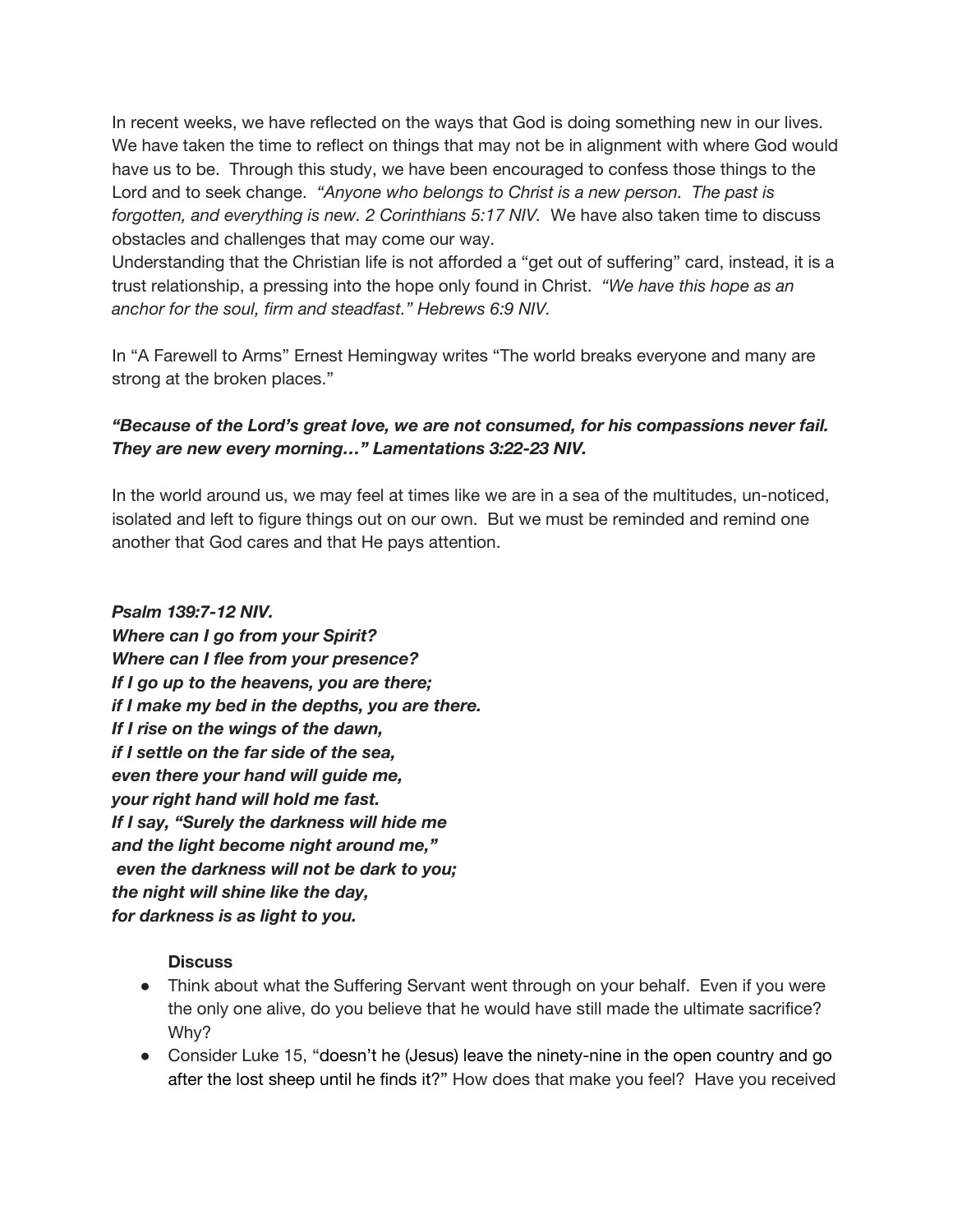In recent weeks, we have reflected on the ways that God is doing something new in our lives. We have taken the time to reflect on things that may not be in alignment with where God would have us to be. Through this study, we have been encouraged to confess those things to the Lord and to seek change. *"Anyone who belongs to Christ is a new person. The past is forgotten, and everything is new. 2 Corinthians 5:17 NIV.* We have also taken time to discuss obstacles and challenges that may come our way.

Understanding that the Christian life is not afforded a "get out of suffering" card, instead, it is a trust relationship, a pressing into the hope only found in Christ. *"We have this hope as an anchor for the soul, firm and steadfast." Hebrews 6:9 NIV.*

In "A Farewell to Arms" Ernest Hemingway writes "The world breaks everyone and many are strong at the broken places."

***"Because of the Lord's great love, we are not consumed, for his compassions never fail. They are new every morning…" Lamentations 3:22-23 NIV.***

In the world around us, we may feel at times like we are in a sea of the multitudes, un-noticed, isolated and left to figure things out on our own. But we must be reminded and remind one another that God cares and that He pays attention.

***Psalm 139:7-12 NIV.***
***Where can I go from your Spirit?***
***Where can I flee from your presence?***
***If I go up to the heavens, you are there;***
***if I make my bed in the depths, you are there.***
***If I rise on the wings of the dawn,***
***if I settle on the far side of the sea,***
***even there your hand will guide me,***
***your right hand will hold me fast.***
***If I say, "Surely the darkness will hide me***
***and the light become night around me,"***
***even the darkness will not be dark to you;***
***the night will shine like the day,***
***for darkness is as light to you.***

**Discuss**

- Think about what the Suffering Servant went through on your behalf. Even if you were the only one alive, do you believe that he would have still made the ultimate sacrifice? Why?
- Consider Luke 15, "doesn't he (Jesus) leave the ninety-nine in the open country and go after the lost sheep until he finds it?" How does that make you feel? Have you received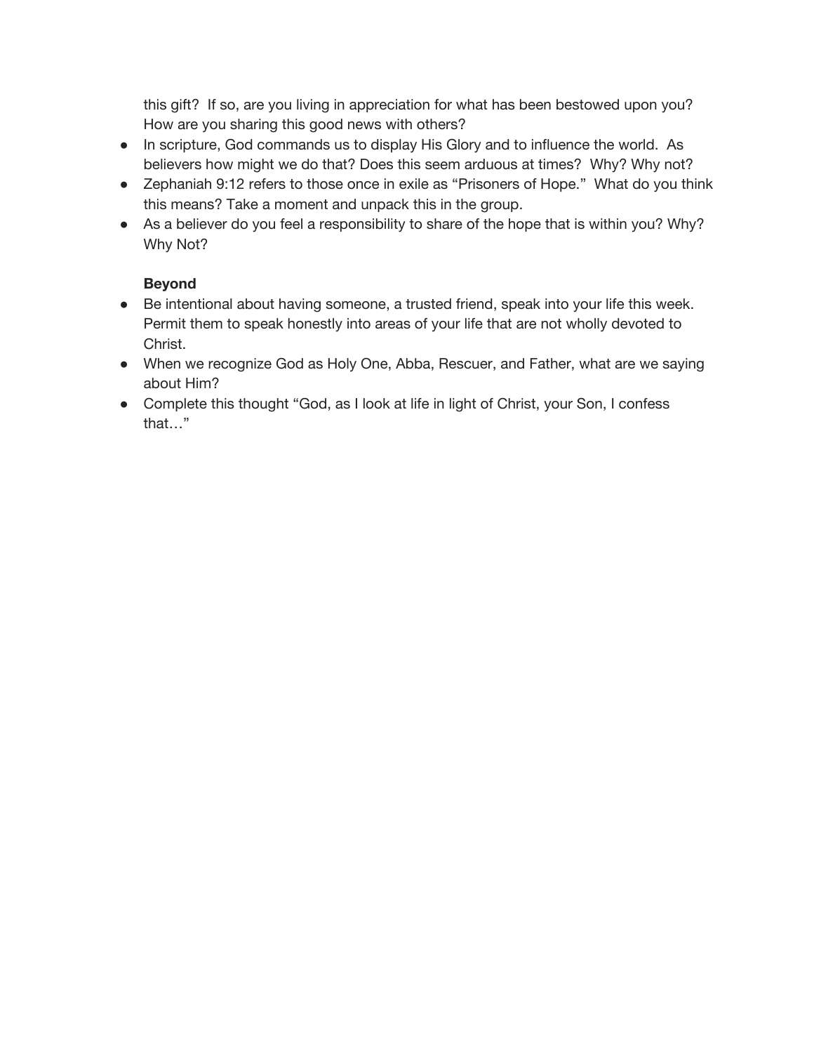this gift? If so, are you living in appreciation for what has been bestowed upon you? How are you sharing this good news with others?

- In scripture, God commands us to display His Glory and to influence the world. As believers how might we do that? Does this seem arduous at times? Why? Why not?
- Zephaniah 9:12 refers to those once in exile as "Prisoners of Hope." What do you think this means? Take a moment and unpack this in the group.
- As a believer do you feel a responsibility to share of the hope that is within you? Why? Why Not?

**Beyond**

- Be intentional about having someone, a trusted friend, speak into your life this week. Permit them to speak honestly into areas of your life that are not wholly devoted to Christ.
- When we recognize God as Holy One, Abba, Rescuer, and Father, what are we saying about Him?
- Complete this thought "God, as I look at life in light of Christ, your Son, I confess that…"